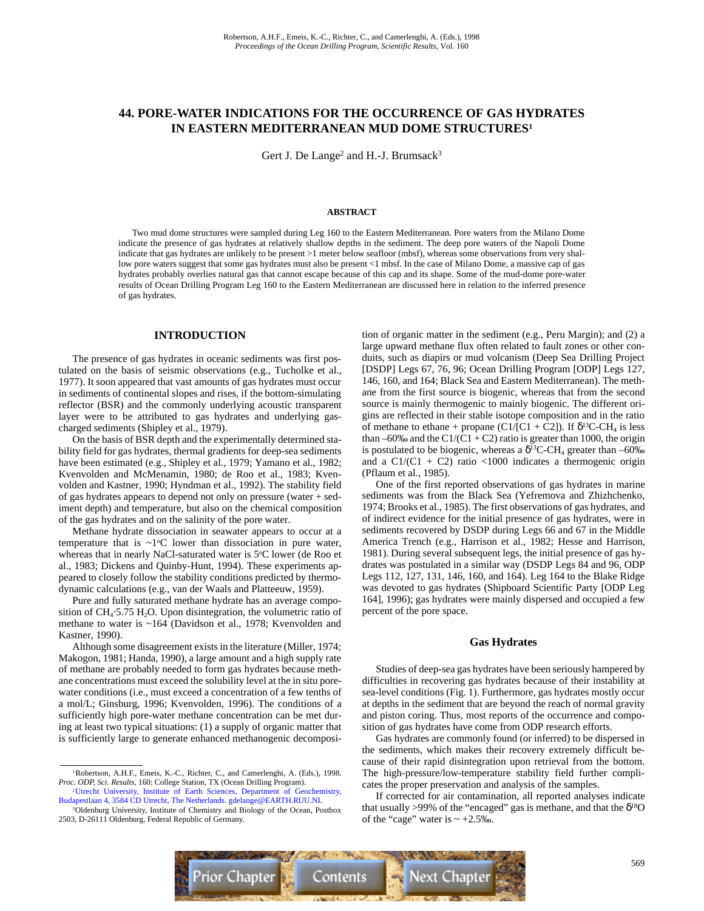Robertson, A.H.F., Emeis, K.-C., Richter, C., and Camerlenghi, A. (Eds.), 1998
*Proceedings of the Ocean Drilling Program, Scientific Results,* Vol. 160

# 44. PORE-WATER INDICATIONS FOR THE OCCURRENCE OF GAS HYDRATES IN EASTERN MEDITERRANEAN MUD DOME STRUCTURES[1]

Gert J. De Lange[2] and H.-J. Brumsack[3]

## ABSTRACT

Two mud dome structures were sampled during Leg 160 to the Eastern Mediterranean. Pore waters from the Milano Dome indicate the presence of gas hydrates at relatively shallow depths in the sediment. The deep pore waters of the Napoli Dome indicate that gas hydrates are unlikely to be present >1 meter below seafloor (mbsf), whereas some observations from very shallow pore waters suggest that some gas hydrates must also be present <1 mbsf. In the case of Milano Dome, a massive cap of gas hydrates probably overlies natural gas that cannot escape because of this cap and its shape. Some of the mud-dome pore-water results of Ocean Drilling Program Leg 160 to the Eastern Mediterranean are discussed here in relation to the inferred presence of gas hydrates.

## INTRODUCTION

The presence of gas hydrates in oceanic sediments was first postulated on the basis of seismic observations (e.g., Tucholke et al., 1977). It soon appeared that vast amounts of gas hydrates must occur in sediments of continental slopes and rises, if the bottom-simulating reflector (BSR) and the commonly underlying acoustic transparent layer were to be attributed to gas hydrates and underlying gas-charged sediments (Shipley et al., 1979).

On the basis of BSR depth and the experimentally determined stability field for gas hydrates, thermal gradients for deep-sea sediments have been estimated (e.g., Shipley et al., 1979; Yamano et al., 1982; Kvenvolden and McMenamin, 1980; de Roo et al., 1983; Kvenvolden and Kastner, 1990; Hyndman et al., 1992). The stability field of gas hydrates appears to depend not only on pressure (water + sediment depth) and temperature, but also on the chemical composition of the gas hydrates and on the salinity of the pore water.

Methane hydrate dissociation in seawater appears to occur at a temperature that is ~1°C lower than dissociation in pure water, whereas that in nearly NaCl-saturated water is 5°C lower (de Roo et al., 1983; Dickens and Quinby-Hunt, 1994). These experiments appeared to closely follow the stability conditions predicted by thermodynamic calculations (e.g., van der Waals and Platteeuw, 1959).

Pure and fully saturated methane hydrate has an average composition of $CH_4 \cdot 5.75\ H_2O$. Upon disintegration, the volumetric ratio of methane to water is ~164 (Davidson et al., 1978; Kvenvolden and Kastner, 1990).

Although some disagreement exists in the literature (Miller, 1974; Makogon, 1981; Handa, 1990), a large amount and a high supply rate of methane are probably needed to form gas hydrates because methane concentrations must exceed the solubility level at the in situ pore-water conditions (i.e., must exceed a concentration of a few tenths of a mol/L; Ginsburg, 1996; Kvenvolden, 1996). The conditions of a sufficiently high pore-water methane concentration can be met during at least two typical situations: (1) a supply of organic matter that is sufficiently large to generate enhanced methanogenic decomposition of organic matter in the sediment (e.g., Peru Margin); and (2) a large upward methane flux often related to fault zones or other conduits, such as diapirs or mud volcanism (Deep Sea Drilling Project [DSDP] Legs 67, 76, 96; Ocean Drilling Program [ODP] Legs 127, 146, 160, and 164; Black Sea and Eastern Mediterranean). The methane from the first source is biogenic, whereas that from the second source is mainly thermogenic to mainly biogenic. The different origins are reflected in their stable isotope composition and in the ratio of methane to ethane + propane (C1/[C1 + C2]). If $\delta^{13}$C-$CH_4$ is less than –60‰ and the C1/(C1 + C2) ratio is greater than 1000, the origin is postulated to be biogenic, whereas a $\delta^{13}$C-$CH_4$ greater than –60‰ and a C1/(C1 + C2) ratio <1000 indicates a thermogenic origin (Pflaum et al., 1985).

One of the first reported observations of gas hydrates in marine sediments was from the Black Sea (Yefremova and Zhizhchenko, 1974; Brooks et al., 1985). The first observations of gas hydrates, and of indirect evidence for the initial presence of gas hydrates, were in sediments recovered by DSDP during Legs 66 and 67 in the Middle America Trench (e.g., Harrison et al., 1982; Hesse and Harrison, 1981). During several subsequent legs, the initial presence of gas hydrates was postulated in a similar way (DSDP Legs 84 and 96, ODP Legs 112, 127, 131, 146, 160, and 164). Leg 164 to the Blake Ridge was devoted to gas hydrates (Shipboard Scientific Party [ODP Leg 164], 1996); gas hydrates were mainly dispersed and occupied a few percent of the pore space.

### Gas Hydrates

Studies of deep-sea gas hydrates have been seriously hampered by difficulties in recovering gas hydrates because of their instability at sea-level conditions (Fig. 1). Furthermore, gas hydrates mostly occur at depths in the sediment that are beyond the reach of normal gravity and piston coring. Thus, most reports of the occurrence and composition of gas hydrates have come from ODP research efforts.

Gas hydrates are commonly found (or inferred) to be dispersed in the sediments, which makes their recovery extremely difficult because of their rapid disintegration upon retrieval from the bottom. The high-pressure/low-temperature stability field further complicates the proper preservation and analysis of the samples.

If corrected for air contamination, all reported analyses indicate that usually >99% of the "encaged" gas is methane, and that the $\delta^{18}$O of the "cage" water is ~ +2.5‰.

---

[1] Robertson, A.H.F., Emeis, K.-C., Richter, C., and Camerlenghi, A. (Eds.), 1998. *Proc. ODP, Sci. Results,* 160: College Station, TX (Ocean Drilling Program).

[2] Utrecht University, Institute of Earth Sciences, Department of Geochemistry, Budapestlaan 4, 3584 CD Utrecht, The Netherlands. gdelange@EARTH.RUU.NL

[3] Oldenburg University, Institute of Chemistry and Biology of the Ocean, Postbox 2503, D-26111 Oldenburg, Federal Republic of Germany.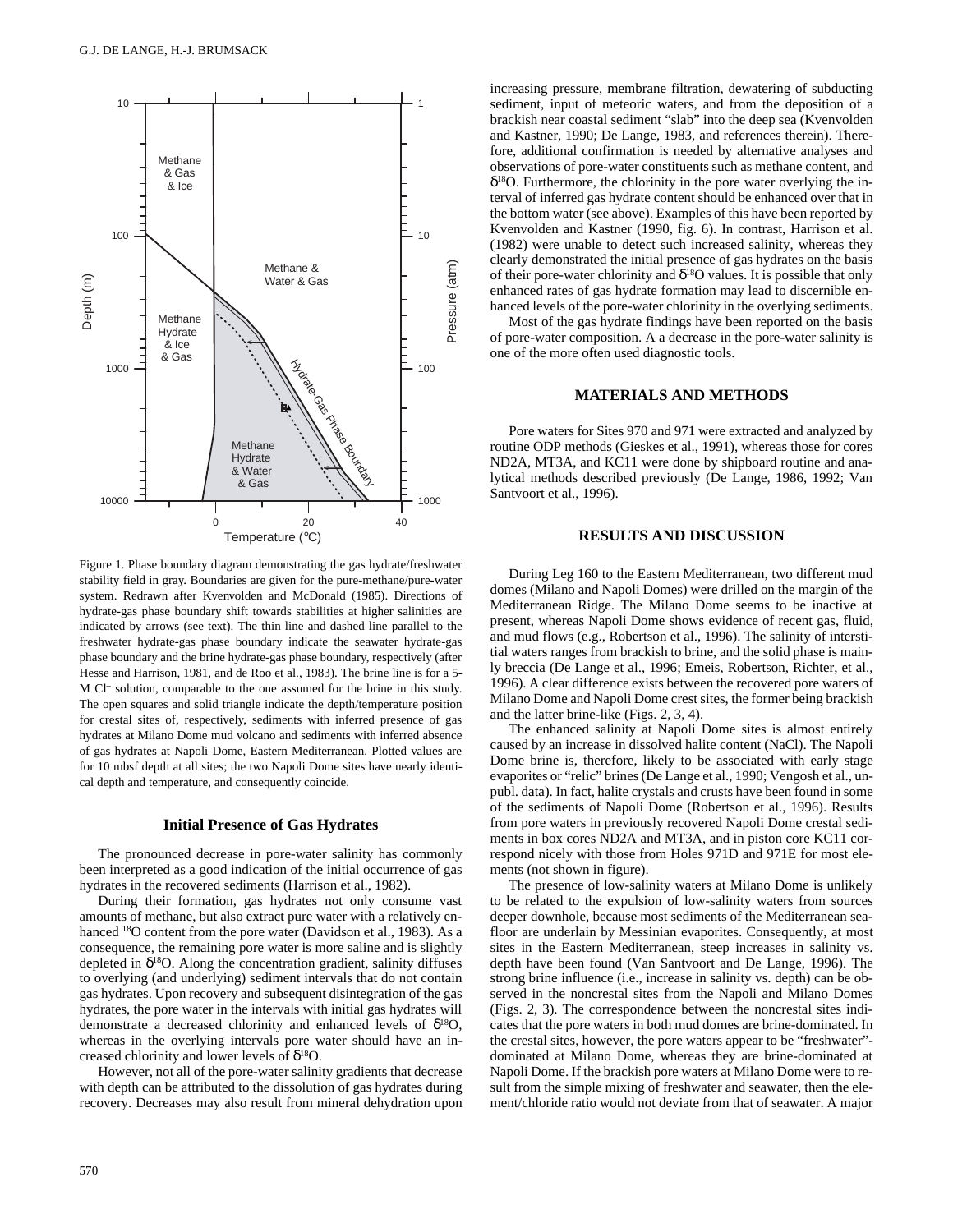Figure 1. Phase boundary diagram demonstrating the gas hydrate/freshwater stability field in gray. Boundaries are given for the pure-methane/pure-water system. Redrawn after Kvenvolden and McDonald (1985). Directions of hydrate-gas phase boundary shift towards stabilities at higher salinities are indicated by arrows (see text). The thin line and dashed line parallel to the freshwater hydrate-gas phase boundary indicate the seawater hydrate-gas phase boundary and the brine hydrate-gas phase boundary, respectively (after Hesse and Harrison, 1981, and de Roo et al., 1983). The brine line is for a 5-M $Cl^-$ solution, comparable to the one assumed for the brine in this study. The open squares and solid triangle indicate the depth/temperature position for crestal sites of, respectively, sediments with inferred presence of gas hydrates at Milano Dome mud volcano and sediments with inferred absence of gas hydrates at Napoli Dome, Eastern Mediterranean. Plotted values are for 10 mbsf depth at all sites; the two Napoli Dome sites have nearly identical depth and temperature, and consequently coincide.

### Initial Presence of Gas Hydrates

The pronounced decrease in pore-water salinity has commonly been interpreted as a good indication of the initial occurrence of gas hydrates in the recovered sediments (Harrison et al., 1982).

During their formation, gas hydrates not only consume vast amounts of methane, but also extract pure water with a relatively enhanced $^{18}O$ content from the pore water (Davidson et al., 1983). As a consequence, the remaining pore water is more saline and is slightly depleted in $\delta^{18}O$. Along the concentration gradient, salinity diffuses to overlying (and underlying) sediment intervals that do not contain gas hydrates. Upon recovery and subsequent disintegration of the gas hydrates, the pore water in the intervals with initial gas hydrates will demonstrate a decreased chlorinity and enhanced levels of $\delta^{18}O$, whereas in the overlying intervals pore water should have an increased chlorinity and lower levels of $\delta^{18}O$.

However, not all of the pore-water salinity gradients that decrease with depth can be attributed to the dissolution of gas hydrates during recovery. Decreases may also result from mineral dehydration upon increasing pressure, membrane filtration, dewatering of subducting sediment, input of meteoric waters, and from the deposition of a brackish near coastal sediment "slab" into the deep sea (Kvenvolden and Kastner, 1990; De Lange, 1983, and references therein). Therefore, additional confirmation is needed by alternative analyses and observations of pore-water constituents such as methane content, and $\delta^{18}O$. Furthermore, the chlorinity in the pore water overlying the interval of inferred gas hydrate content should be enhanced over that in the bottom water (see above). Examples of this have been reported by Kvenvolden and Kastner (1990, fig. 6). In contrast, Harrison et al. (1982) were unable to detect such increased salinity, whereas they clearly demonstrated the initial presence of gas hydrates on the basis of their pore-water chlorinity and $\delta^{18}O$ values. It is possible that only enhanced rates of gas hydrate formation may lead to discernible enhanced levels of the pore-water chlorinity in the overlying sediments.

Most of the gas hydrate findings have been reported on the basis of pore-water composition. A decrease in the pore-water salinity is one of the more often used diagnostic tools.

## MATERIALS AND METHODS

Pore waters for Sites 970 and 971 were extracted and analyzed by routine ODP methods (Gieskes et al., 1991), whereas those for cores ND2A, MT3A, and KC11 were done by shipboard routine and analytical methods described previously (De Lange, 1986, 1992; Van Santvoort et al., 1996).

## RESULTS AND DISCUSSION

During Leg 160 to the Eastern Mediterranean, two different mud domes (Milano and Napoli Domes) were drilled on the margin of the Mediterranean Ridge. The Milano Dome seems to be inactive at present, whereas Napoli Dome shows evidence of recent gas, fluid, and mud flows (e.g., Robertson et al., 1996). The salinity of interstitial waters ranges from brackish to brine, and the solid phase is mainly breccia (De Lange et al., 1996; Emeis, Robertson, Richter, et al., 1996). A clear difference exists between the recovered pore waters of Milano Dome and Napoli Dome crest sites, the former being brackish and the latter brine-like (Figs. 2, 3, 4).

The enhanced salinity at Napoli Dome sites is almost entirely caused by an increase in dissolved halite content (NaCl). The Napoli Dome brine is, therefore, likely to be associated with early stage evaporites or "relic" brines (De Lange et al., 1990; Vengosh et al., unpubl. data). In fact, halite crystals and crusts have been found in some of the sediments of Napoli Dome (Robertson et al., 1996). Results from pore waters in previously recovered Napoli Dome crestal sediments in box cores ND2A and MT3A, and in piston core KC11 correspond nicely with those from Holes 971D and 971E for most elements (not shown in figure).

The presence of low-salinity waters at Milano Dome is unlikely to be related to the expulsion of low-salinity waters from sources deeper downhole, because most sediments of the Mediterranean seafloor are underlain by Messinian evaporites. Consequently, at most sites in the Eastern Mediterranean, steep increases in salinity vs. depth have been found (Van Santvoort and De Lange, 1996). The strong brine influence (i.e., increase in salinity vs. depth) can be observed in the noncrestal sites from the Napoli and Milano Domes (Figs. 2, 3). The correspondence between the noncrestal sites indicates that the pore waters in both mud domes are brine-dominated. In the crestal sites, however, the pore waters appear to be "freshwater"-dominated at Milano Dome, whereas they are brine-dominated at Napoli Dome. If the brackish pore waters at Milano Dome were to result from the simple mixing of freshwater and seawater, then the element/chloride ratio would not deviate from that of seawater. A major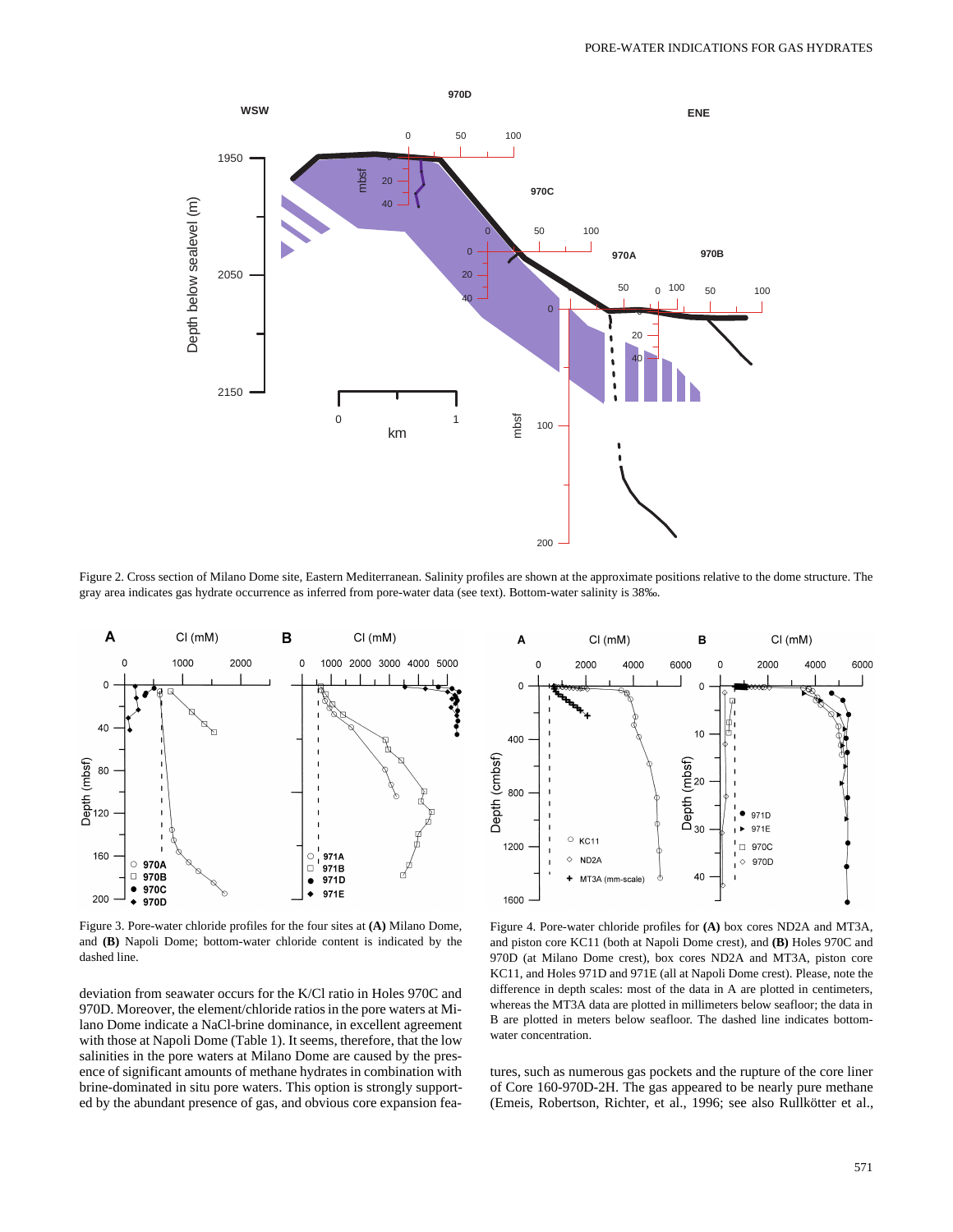Figure 2. Cross section of Milano Dome site, Eastern Mediterranean. Salinity profiles are shown at the approximate positions relative to the dome structure. The gray area indicates gas hydrate occurrence as inferred from pore-water data (see text). Bottom-water salinity is 38‰.

Figure 3. Pore-water chloride profiles for the four sites at **(A)** Milano Dome, and **(B)** Napoli Dome; bottom-water chloride content is indicated by the dashed line.

Figure 4. Pore-water chloride profiles for **(A)** box cores ND2A and MT3A, and piston core KC11 (both at Napoli Dome crest), and **(B)** Holes 970C and 970D (at Milano Dome crest), box cores ND2A and MT3A, piston core KC11, and Holes 971D and 971E (all at Napoli Dome crest). Please, note the difference in depth scales: most of the data in A are plotted in centimeters, whereas the MT3A data are plotted in millimeters below seafloor; the data in B are plotted in meters below seafloor. The dashed line indicates bottom-water concentration.

deviation from seawater occurs for the K/Cl ratio in Holes 970C and 970D. Moreover, the element/chloride ratios in the pore waters at Milano Dome indicate a NaCl-brine dominance, in excellent agreement with those at Napoli Dome (Table 1). It seems, therefore, that the low salinities in the pore waters at Milano Dome are caused by the presence of significant amounts of methane hydrates in combination with brine-dominated in situ pore waters. This option is strongly supported by the abundant presence of gas, and obvious core expansion features, such as numerous gas pockets and the rupture of the core liner of Core 160-970D-2H. The gas appeared to be nearly pure methane (Emeis, Robertson, Richter, et al., 1996; see also Rullkötter et al.,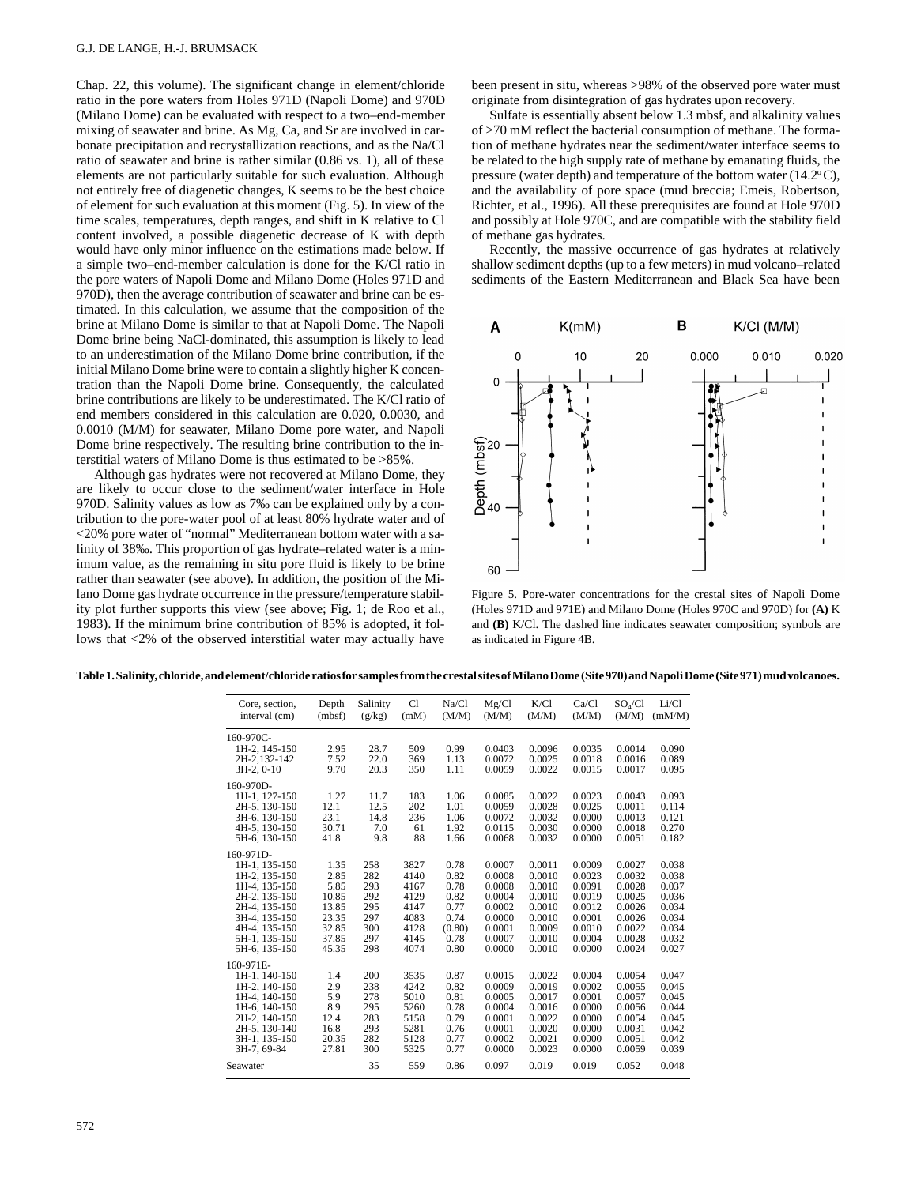Chap. 22, this volume). The significant change in element/chloride ratio in the pore waters from Holes 971D (Napoli Dome) and 970D (Milano Dome) can be evaluated with respect to a two–end-member mixing of seawater and brine. As Mg, Ca, and Sr are involved in carbonate precipitation and recrystallization reactions, and as the Na/Cl ratio of seawater and brine is rather similar (0.86 vs. 1), all of these elements are not particularly suitable for such evaluation. Although not entirely free of diagenetic changes, K seems to be the best choice of element for such evaluation at this moment (Fig. 5). In view of the time scales, temperatures, depth ranges, and shift in K relative to Cl content involved, a possible diagenetic decrease of K with depth would have only minor influence on the estimations made below. If a simple two–end-member calculation is done for the K/Cl ratio in the pore waters of Napoli Dome and Milano Dome (Holes 971D and 970D), then the average contribution of seawater and brine can be estimated. In this calculation, we assume that the composition of the brine at Milano Dome is similar to that at Napoli Dome. The Napoli Dome brine being NaCl-dominated, this assumption is likely to lead to an underestimation of the Milano Dome brine contribution, if the initial Milano Dome brine were to contain a slightly higher K concentration than the Napoli Dome brine. Consequently, the calculated brine contributions are likely to be underestimated. The K/Cl ratio of end members considered in this calculation are 0.020, 0.0030, and 0.0010 (M/M) for seawater, Milano Dome pore water, and Napoli Dome brine respectively. The resulting brine contribution to the interstitial waters of Milano Dome is thus estimated to be >85%.

Although gas hydrates were not recovered at Milano Dome, they are likely to occur close to the sediment/water interface in Hole 970D. Salinity values as low as 7‰ can be explained only by a contribution to the pore-water pool of at least 80% hydrate water and of <20% pore water of "normal" Mediterranean bottom water with a salinity of 38‰. This proportion of gas hydrate–related water is a minimum value, as the remaining in situ pore fluid is likely to be brine rather than seawater (see above). In addition, the position of the Milano Dome gas hydrate occurrence in the pressure/temperature stability plot further supports this view (see above; Fig. 1; de Roo et al., 1983). If the minimum brine contribution of 85% is adopted, it follows that <2% of the observed interstitial water may actually have been present in situ, whereas >98% of the observed pore water must originate from disintegration of gas hydrates upon recovery.

Sulfate is essentially absent below 1.3 mbsf, and alkalinity values of >70 mM reflect the bacterial consumption of methane. The formation of methane hydrates near the sediment/water interface seems to be related to the high supply rate of methane by emanating fluids, the pressure (water depth) and temperature of the bottom water (14.2°C), and the availability of pore space (mud breccia; Emeis, Robertson, Richter, et al., 1996). All these prerequisites are found at Hole 970D and possibly at Hole 970C, and are compatible with the stability field of methane gas hydrates.

Recently, the massive occurrence of gas hydrates at relatively shallow sediment depths (up to a few meters) in mud volcano–related sediments of the Eastern Mediterranean and Black Sea have been

Figure 5. Pore-water concentrations for the crestal sites of Napoli Dome (Holes 971D and 971E) and Milano Dome (Holes 970C and 970D) for **(A)** K and **(B)** K/Cl. The dashed line indicates seawater composition; symbols are as indicated in Figure 4B.

**Table 1. Salinity, chloride, and element/chloride ratios for samples from the crestal sites of Milano Dome (Site 970) and Napoli Dome (Site 971) mud volcanoes.**

| Core, section, interval (cm) | Depth (mbsf) | Salinity (g/kg) | Cl (mM) | Na/Cl (M/M) | Mg/Cl (M/M) | K/Cl (M/M) | Ca/Cl (M/M) | $SO_4$/Cl (M/M) | Li/Cl (mM/M) |
|---|---|---|---|---|---|---|---|---|---|
| 160-970C- | | | | | | | | | |
| 1H-2, 145-150 | 2.95 | 28.7 | 509 | 0.99 | 0.0403 | 0.0096 | 0.0035 | 0.0014 | 0.090 |
| 2H-2,132-142 | 7.52 | 22.0 | 369 | 1.13 | 0.0072 | 0.0025 | 0.0018 | 0.0016 | 0.089 |
| 3H-2, 0-10 | 9.70 | 20.3 | 350 | 1.11 | 0.0059 | 0.0022 | 0.0015 | 0.0017 | 0.095 |
| 160-970D- | | | | | | | | | |
| 1H-1, 127-150 | 1.27 | 11.7 | 183 | 1.06 | 0.0085 | 0.0022 | 0.0023 | 0.0043 | 0.093 |
| 2H-5, 130-150 | 12.1 | 12.5 | 202 | 1.01 | 0.0059 | 0.0028 | 0.0025 | 0.0011 | 0.114 |
| 3H-6, 130-150 | 23.1 | 14.8 | 236 | 1.06 | 0.0072 | 0.0032 | 0.0000 | 0.0013 | 0.121 |
| 4H-5, 130-150 | 30.71 | 7.0 | 61 | 1.92 | 0.0115 | 0.0030 | 0.0000 | 0.0018 | 0.270 |
| 5H-6, 130-150 | 41.8 | 9.8 | 88 | 1.66 | 0.0068 | 0.0032 | 0.0000 | 0.0051 | 0.182 |
| 160-971D- | | | | | | | | | |
| 1H-1, 135-150 | 1.35 | 258 | 3827 | 0.78 | 0.0007 | 0.0011 | 0.0009 | 0.0027 | 0.038 |
| 1H-2, 135-150 | 2.85 | 282 | 4140 | 0.82 | 0.0008 | 0.0010 | 0.0023 | 0.0032 | 0.038 |
| 1H-4, 135-150 | 5.85 | 293 | 4167 | 0.78 | 0.0008 | 0.0010 | 0.0091 | 0.0028 | 0.037 |
| 2H-2, 135-150 | 10.85 | 292 | 4129 | 0.82 | 0.0004 | 0.0010 | 0.0019 | 0.0025 | 0.036 |
| 2H-4, 135-150 | 13.85 | 295 | 4147 | 0.77 | 0.0002 | 0.0010 | 0.0012 | 0.0026 | 0.034 |
| 3H-4, 135-150 | 23.35 | 297 | 4083 | 0.74 | 0.0000 | 0.0010 | 0.0001 | 0.0026 | 0.034 |
| 4H-4, 135-150 | 32.85 | 300 | 4128 | (0.80) | 0.0001 | 0.0009 | 0.0010 | 0.0022 | 0.034 |
| 5H-1, 135-150 | 37.85 | 297 | 4145 | 0.78 | 0.0007 | 0.0010 | 0.0004 | 0.0028 | 0.032 |
| 5H-6, 135-150 | 45.35 | 298 | 4074 | 0.80 | 0.0000 | 0.0010 | 0.0000 | 0.0024 | 0.027 |
| 160-971E- | | | | | | | | | |
| 1H-1, 140-150 | 1.4 | 200 | 3535 | 0.87 | 0.0015 | 0.0022 | 0.0004 | 0.0054 | 0.047 |
| 1H-2, 140-150 | 2.9 | 238 | 4242 | 0.82 | 0.0009 | 0.0019 | 0.0002 | 0.0055 | 0.045 |
| 1H-4, 140-150 | 5.9 | 278 | 5010 | 0.81 | 0.0005 | 0.0017 | 0.0001 | 0.0057 | 0.045 |
| 1H-6, 140-150 | 8.9 | 295 | 5260 | 0.78 | 0.0004 | 0.0016 | 0.0000 | 0.0056 | 0.044 |
| 2H-2, 140-150 | 12.4 | 283 | 5158 | 0.79 | 0.0001 | 0.0022 | 0.0000 | 0.0054 | 0.045 |
| 2H-5, 130-140 | 16.8 | 293 | 5281 | 0.76 | 0.0001 | 0.0020 | 0.0000 | 0.0031 | 0.042 |
| 3H-1, 135-150 | 20.35 | 282 | 5128 | 0.77 | 0.0002 | 0.0021 | 0.0000 | 0.0051 | 0.042 |
| 3H-7, 69-84 | 27.81 | 300 | 5325 | 0.77 | 0.0000 | 0.0023 | 0.0000 | 0.0059 | 0.039 |
| Seawater | | 35 | 559 | 0.86 | 0.097 | 0.019 | 0.019 | 0.052 | 0.048 |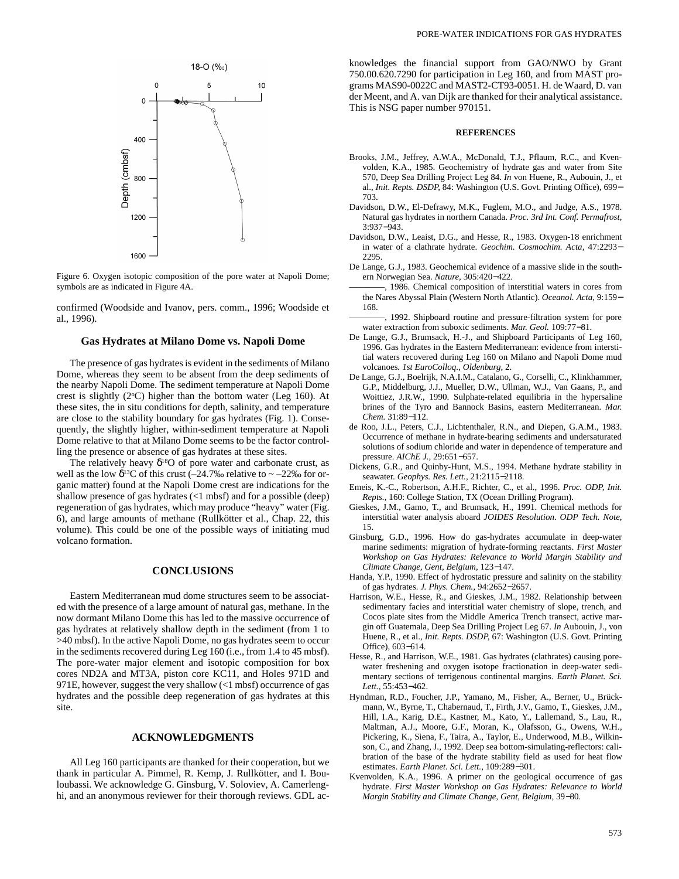Figure 6. Oxygen isotopic composition of the pore water at Napoli Dome; symbols are as indicated in Figure 4A.

confirmed (Woodside and Ivanov, pers. comm., 1996; Woodside et al., 1996).

### Gas Hydrates at Milano Dome vs. Napoli Dome

The presence of gas hydrates is evident in the sediments of Milano Dome, whereas they seem to be absent from the deep sediments of the nearby Napoli Dome. The sediment temperature at Napoli Dome crest is slightly (2°C) higher than the bottom water (Leg 160). At these sites, the in situ conditions for depth, salinity, and temperature are close to the stability boundary for gas hydrates (Fig. 1). Consequently, the slightly higher, within-sediment temperature at Napoli Dome relative to that at Milano Dome seems to be the factor controlling the presence or absence of gas hydrates at these sites.

The relatively heavy $\delta^{18}O$ of pore water and carbonate crust, as well as the low $\delta^{13}C$ of this crust (–24.7‰ relative to ~ –22‰ for organic matter) found at the Napoli Dome crest are indications for the shallow presence of gas hydrates (<1 mbsf) and for a possible (deep) regeneration of gas hydrates, which may produce "heavy" water (Fig. 6), and large amounts of methane (Rullkötter et al., Chap. 22, this volume). This could be one of the possible ways of initiating mud volcano formation.

## CONCLUSIONS

Eastern Mediterranean mud dome structures seem to be associated with the presence of a large amount of natural gas, methane. In the now dormant Milano Dome this has led to the massive occurrence of gas hydrates at relatively shallow depth in the sediment (from 1 to >40 mbsf). In the active Napoli Dome, no gas hydrates seem to occur in the sediments recovered during Leg 160 (i.e., from 1.4 to 45 mbsf). The pore-water major element and isotopic composition for box cores ND2A and MT3A, piston core KC11, and Holes 971D and 971E, however, suggest the very shallow (<1 mbsf) occurrence of gas hydrates and the possible deep regeneration of gas hydrates at this site.

## ACKNOWLEDGMENTS

All Leg 160 participants are thanked for their cooperation, but we thank in particular A. Pimmel, R. Kemp, J. Rullkötter, and I. Bouloubassi. We acknowledge G. Ginsburg, V. Soloviev, A. Camerlenghi, and an anonymous reviewer for their thorough reviews. GDL acknowledges the financial support from GAO/NWO by Grant 750.00.620.7290 for participation in Leg 160, and from MAST programs MAS90-0022C and MAST2-CT93-0051. H. de Waard, D. van der Meent, and A. van Dijk are thanked for their analytical assistance. This is NSG paper number 970151.

## REFERENCES

Brooks, J.M., Jeffrey, A.W.A., McDonald, T.J., Pflaum, R.C., and Kvenvolden, K.A., 1985. Geochemistry of hydrate gas and water from Site 570, Deep Sea Drilling Project Leg 84. *In* von Huene, R., Aubouin, J., et al., *Init. Repts. DSDP,* 84: Washington (U.S. Govt. Printing Office), 699–703.

Davidson, D.W., El-Defrawy, M.K., Fuglem, M.O., and Judge, A.S., 1978. Natural gas hydrates in northern Canada. *Proc. 3rd Int. Conf. Permafrost,* 3:937–943.

Davidson, D.W., Leaist, D.G., and Hesse, R., 1983. Oxygen-18 enrichment in water of a clathrate hydrate. *Geochim. Cosmochim. Acta,* 47:2293–2295.

De Lange, G.J., 1983. Geochemical evidence of a massive slide in the southern Norwegian Sea. *Nature,* 305:420–422.

————, 1986. Chemical composition of interstitial waters in cores from the Nares Abyssal Plain (Western North Atlantic). *Oceanol. Acta,* 9:159–168.

————, 1992. Shipboard routine and pressure-filtration system for pore water extraction from suboxic sediments. *Mar. Geol.* 109:77–81.

De Lange, G.J., Brumsack, H.-J., and Shipboard Participants of Leg 160, 1996. Gas hydrates in the Eastern Mediterranean: evidence from interstitial waters recovered during Leg 160 on Milano and Napoli Dome mud volcanoes. *1st EuroColloq., Oldenburg,* 2.

De Lange, G.J., Boelrijk, N.A.I.M., Catalano, G., Corselli, C., Klinkhammer, G.P., Middelburg, J.J., Mueller, D.W., Ullman, W.J., Van Gaans, P., and Woittiez, J.R.W., 1990. Sulphate-related equilibria in the hypersaline brines of the Tyro and Bannock Basins, eastern Mediterranean. *Mar. Chem.* 31:89–112.

de Roo, J.L., Peters, C.J., Lichtenthaler, R.N., and Diepen, G.A.M., 1983. Occurrence of methane in hydrate-bearing sediments and undersaturated solutions of sodium chloride and water in dependence of temperature and pressure. *AIChE J.,* 29:651–657.

Dickens, G.R., and Quinby-Hunt, M.S., 1994. Methane hydrate stability in seawater. *Geophys. Res. Lett.,* 21:2115–2118.

Emeis, K.-C., Robertson, A.H.F., Richter, C., et al., 1996. *Proc. ODP, Init. Repts.,* 160: College Station, TX (Ocean Drilling Program).

Gieskes, J.M., Gamo, T., and Brumsack, H., 1991. Chemical methods for interstitial water analysis aboard *JOIDES Resolution. ODP Tech. Note,* 15.

Ginsburg, G.D., 1996. How do gas-hydrates accumulate in deep-water marine sediments: migration of hydrate-forming reactants. *First Master Workshop on Gas Hydrates: Relevance to World Margin Stability and Climate Change, Gent, Belgium,* 123–147.

Handa, Y.P., 1990. Effect of hydrostatic pressure and salinity on the stability of gas hydrates. *J. Phys. Chem.,* 94:2652–2657.

Harrison, W.E., Hesse, R., and Gieskes, J.M., 1982. Relationship between sedimentary facies and interstitial water chemistry of slope, trench, and Cocos plate sites from the Middle America Trench transect, active margin off Guatemala, Deep Sea Drilling Project Leg 67. *In* Aubouin, J., von Huene, R., et al., *Init. Repts. DSDP,* 67: Washington (U.S. Govt. Printing Office), 603–614.

Hesse, R., and Harrison, W.E., 1981. Gas hydrates (clathrates) causing pore-water freshening and oxygen isotope fractionation in deep-water sedimentary sections of terrigenous continental margins. *Earth Planet. Sci. Lett.,* 55:453–462.

Hyndman, R.D., Foucher, J.P., Yamano, M., Fisher, A., Berner, U., Brückmann, W., Byrne, T., Chabernaud, T., Firth, J.V., Gamo, T., Gieskes, J.M., Hill, I.A., Karig, D.E., Kastner, M., Kato, Y., Lallemand, S., Lau, R., Maltman, A.J., Moore, G.F., Moran, K., Olafsson, G., Owens, W.H., Pickering, K., Siena, F., Taira, A., Taylor, E., Underwood, M.B., Wilkinson, C., and Zhang, J., 1992. Deep sea bottom-simulating-reflectors: calibration of the base of the hydrate stability field as used for heat flow estimates. *Earth Planet. Sci. Lett.,* 109:289–301.

Kvenvolden, K.A., 1996. A primer on the geological occurrence of gas hydrate. *First Master Workshop on Gas Hydrates: Relevance to World Margin Stability and Climate Change, Gent, Belgium,* 39–80.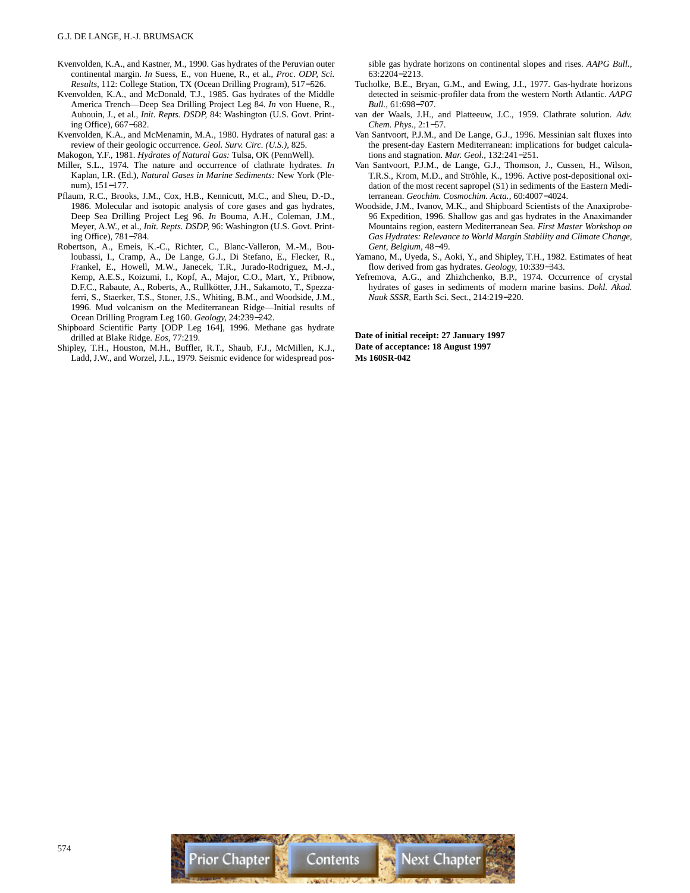Kvenvolden, K.A., and Kastner, M., 1990. Gas hydrates of the Peruvian outer continental margin. *In* Suess, E., von Huene, R., et al., *Proc. ODP, Sci. Results,* 112: College Station, TX (Ocean Drilling Program), 517−526.

Kvenvolden, K.A., and McDonald, T.J., 1985. Gas hydrates of the Middle America Trench—Deep Sea Drilling Project Leg 84. *In* von Huene, R., Aubouin, J., et al., *Init. Repts. DSDP,* 84: Washington (U.S. Govt. Printing Office), 667−682.

Kvenvolden, K.A., and McMenamin, M.A., 1980. Hydrates of natural gas: a review of their geologic occurrence. *Geol. Surv. Circ. (U.S.),* 825.

Makogon, Y.F., 1981. *Hydrates of Natural Gas:* Tulsa, OK (PennWell).

Miller, S.L., 1974. The nature and occurrence of clathrate hydrates. *In* Kaplan, I.R. (Ed.), *Natural Gases in Marine Sediments:* New York (Plenum), 151−177.

Pflaum, R.C., Brooks, J.M., Cox, H.B., Kennicutt, M.C., and Sheu, D.-D., 1986. Molecular and isotopic analysis of core gases and gas hydrates, Deep Sea Drilling Project Leg 96. *In* Bouma, A.H., Coleman, J.M., Meyer, A.W., et al., *Init. Repts. DSDP,* 96: Washington (U.S. Govt. Printing Office), 781−784.

Robertson, A., Emeis, K.-C., Richter, C., Blanc-Valleron, M.-M., Bouloubassi, I., Cramp, A., De Lange, G.J., Di Stefano, E., Flecker, R., Frankel, E., Howell, M.W., Janecek, T.R., Jurado-Rodriguez, M.-J., Kemp, A.E.S., Koizumi, I., Kopf, A., Major, C.O., Mart, Y., Pribnow, D.F.C., Rabaute, A., Roberts, A., Rullkötter, J.H., Sakamoto, T., Spezzaferri, S., Staerker, T.S., Stoner, J.S., Whiting, B.M., and Woodside, J.M., 1996. Mud volcanism on the Mediterranean Ridge—Initial results of Ocean Drilling Program Leg 160. *Geology,* 24:239−242.

Shipboard Scientific Party [ODP Leg 164], 1996. Methane gas hydrate drilled at Blake Ridge. *Eos,* 77:219.

Shipley, T.H., Houston, M.H., Buffler, R.T., Shaub, F.J., McMillen, K.J., Ladd, J.W., and Worzel, J.L., 1979. Seismic evidence for widespread possible gas hydrate horizons on continental slopes and rises. *AAPG Bull.,* 63:2204−2213.

Tucholke, B.E., Bryan, G.M., and Ewing, J.I., 1977. Gas-hydrate horizons detected in seismic-profiler data from the western North Atlantic. *AAPG Bull.,* 61:698−707.

van der Waals, J.H., and Platteeuw, J.C., 1959. Clathrate solution. *Adv. Chem. Phys.,* 2:1−57.

Van Santvoort, P.J.M., and De Lange, G.J., 1996. Messinian salt fluxes into the present-day Eastern Mediterranean: implications for budget calculations and stagnation. *Mar. Geol.,* 132:241−251.

Van Santvoort, P.J.M., de Lange, G.J., Thomson, J., Cussen, H., Wilson, T.R.S., Krom, M.D., and Ströhle, K., 1996. Active post-depositional oxidation of the most recent sapropel (S1) in sediments of the Eastern Mediterranean. *Geochim. Cosmochim. Acta.,* 60:4007−4024.

Woodside, J.M., Ivanov, M.K., and Shipboard Scientists of the Anaxiprobe-96 Expedition, 1996. Shallow gas and gas hydrates in the Anaximander Mountains region, eastern Mediterranean Sea. *First Master Workshop on Gas Hydrates: Relevance to World Margin Stability and Climate Change, Gent, Belgium,* 48−49.

Yamano, M., Uyeda, S., Aoki, Y., and Shipley, T.H., 1982. Estimates of heat flow derived from gas hydrates. *Geology,* 10:339−343.

Yefremova, A.G., and Zhizhchenko, B.P., 1974. Occurrence of crystal hydrates of gases in sediments of modern marine basins. *Dokl. Akad. Nauk SSSR,* Earth Sci. Sect., 214:219−220.

**Date of initial receipt: 27 January 1997**
**Date of acceptance: 18 August 1997**
**Ms 160SR-042**